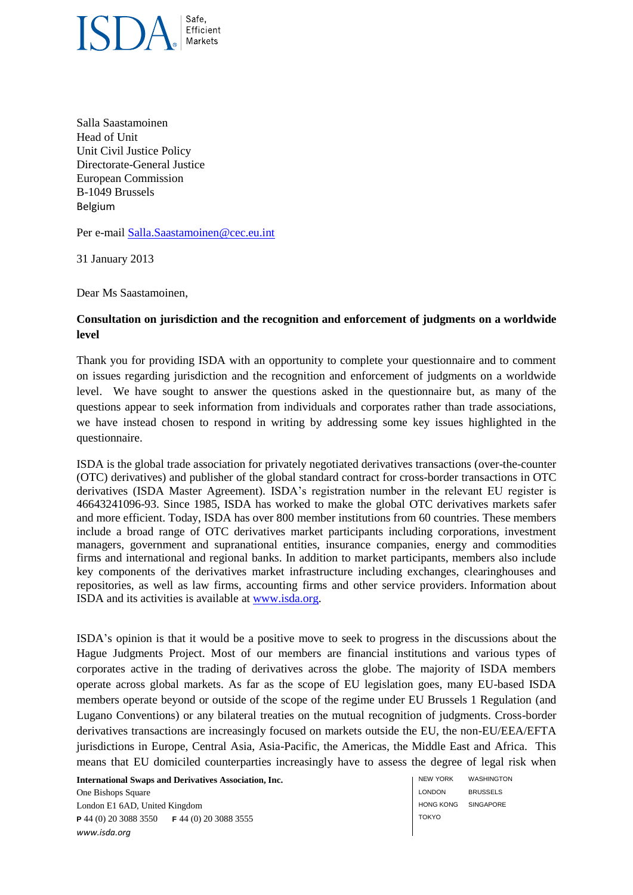Salla Saastamoinen
Head of Unit
Unit Civil Justice Policy
Directorate-General Justice
European Commission
B-1049 Brussels
Belgium

Per e-mail Salla.Saastamoinen@cec.eu.int

31 January 2013

Dear Ms Saastamoinen,

**Consultation on jurisdiction and the recognition and enforcement of judgments on a worldwide level**

Thank you for providing ISDA with an opportunity to complete your questionnaire and to comment on issues regarding jurisdiction and the recognition and enforcement of judgments on a worldwide level. We have sought to answer the questions asked in the questionnaire but, as many of the questions appear to seek information from individuals and corporates rather than trade associations, we have instead chosen to respond in writing by addressing some key issues highlighted in the questionnaire.

ISDA is the global trade association for privately negotiated derivatives transactions (over-the-counter (OTC) derivatives) and publisher of the global standard contract for cross-border transactions in OTC derivatives (ISDA Master Agreement). ISDA's registration number in the relevant EU register is 46643241096-93. Since 1985, ISDA has worked to make the global OTC derivatives markets safer and more efficient. Today, ISDA has over 800 member institutions from 60 countries. These members include a broad range of OTC derivatives market participants including corporations, investment managers, government and supranational entities, insurance companies, energy and commodities firms and international and regional banks. In addition to market participants, members also include key components of the derivatives market infrastructure including exchanges, clearinghouses and repositories, as well as law firms, accounting firms and other service providers. Information about ISDA and its activities is available at www.isda.org.

ISDA's opinion is that it would be a positive move to seek to progress in the discussions about the Hague Judgments Project. Most of our members are financial institutions and various types of corporates active in the trading of derivatives across the globe. The majority of ISDA members operate across global markets. As far as the scope of EU legislation goes, many EU-based ISDA members operate beyond or outside of the scope of the regime under EU Brussels 1 Regulation (and Lugano Conventions) or any bilateral treaties on the mutual recognition of judgments. Cross-border derivatives transactions are increasingly focused on markets outside the EU, the non-EU/EEA/EFTA jurisdictions in Europe, Central Asia, Asia-Pacific, the Americas, the Middle East and Africa. This means that EU domiciled counterparties increasingly have to assess the degree of legal risk when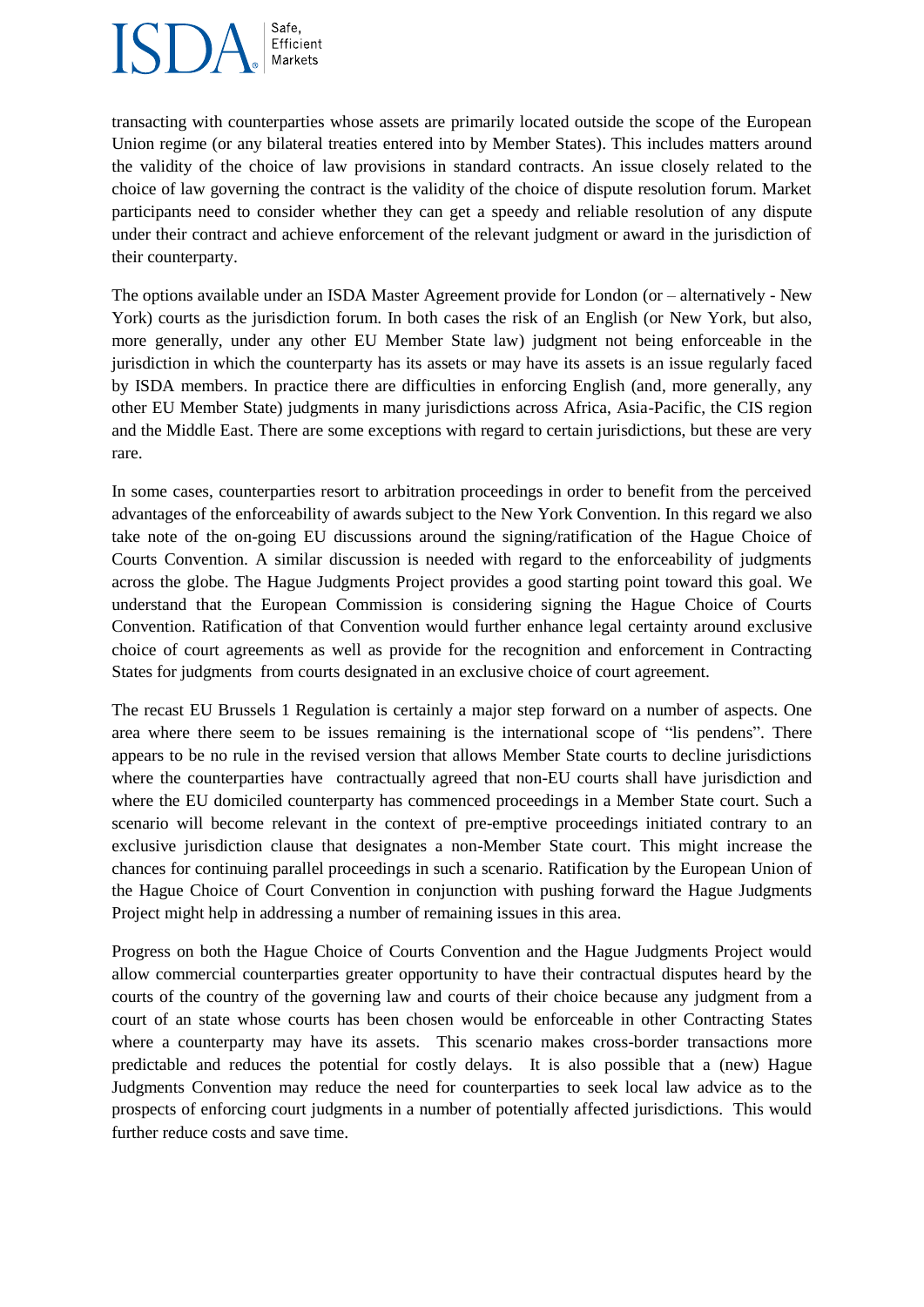transacting with counterparties whose assets are primarily located outside the scope of the European Union regime (or any bilateral treaties entered into by Member States). This includes matters around the validity of the choice of law provisions in standard contracts. An issue closely related to the choice of law governing the contract is the validity of the choice of dispute resolution forum. Market participants need to consider whether they can get a speedy and reliable resolution of any dispute under their contract and achieve enforcement of the relevant judgment or award in the jurisdiction of their counterparty.

The options available under an ISDA Master Agreement provide for London (or – alternatively - New York) courts as the jurisdiction forum. In both cases the risk of an English (or New York, but also, more generally, under any other EU Member State law) judgment not being enforceable in the jurisdiction in which the counterparty has its assets or may have its assets is an issue regularly faced by ISDA members. In practice there are difficulties in enforcing English (and, more generally, any other EU Member State) judgments in many jurisdictions across Africa, Asia-Pacific, the CIS region and the Middle East. There are some exceptions with regard to certain jurisdictions, but these are very rare.

In some cases, counterparties resort to arbitration proceedings in order to benefit from the perceived advantages of the enforceability of awards subject to the New York Convention. In this regard we also take note of the on-going EU discussions around the signing/ratification of the Hague Choice of Courts Convention. A similar discussion is needed with regard to the enforceability of judgments across the globe. The Hague Judgments Project provides a good starting point toward this goal. We understand that the European Commission is considering signing the Hague Choice of Courts Convention. Ratification of that Convention would further enhance legal certainty around exclusive choice of court agreements as well as provide for the recognition and enforcement in Contracting States for judgments from courts designated in an exclusive choice of court agreement.

The recast EU Brussels 1 Regulation is certainly a major step forward on a number of aspects. One area where there seem to be issues remaining is the international scope of "lis pendens". There appears to be no rule in the revised version that allows Member State courts to decline jurisdictions where the counterparties have contractually agreed that non-EU courts shall have jurisdiction and where the EU domiciled counterparty has commenced proceedings in a Member State court. Such a scenario will become relevant in the context of pre-emptive proceedings initiated contrary to an exclusive jurisdiction clause that designates a non-Member State court. This might increase the chances for continuing parallel proceedings in such a scenario. Ratification by the European Union of the Hague Choice of Court Convention in conjunction with pushing forward the Hague Judgments Project might help in addressing a number of remaining issues in this area.

Progress on both the Hague Choice of Courts Convention and the Hague Judgments Project would allow commercial counterparties greater opportunity to have their contractual disputes heard by the courts of the country of the governing law and courts of their choice because any judgment from a court of an state whose courts has been chosen would be enforceable in other Contracting States where a counterparty may have its assets. This scenario makes cross-border transactions more predictable and reduces the potential for costly delays. It is also possible that a (new) Hague Judgments Convention may reduce the need for counterparties to seek local law advice as to the prospects of enforcing court judgments in a number of potentially affected jurisdictions. This would further reduce costs and save time.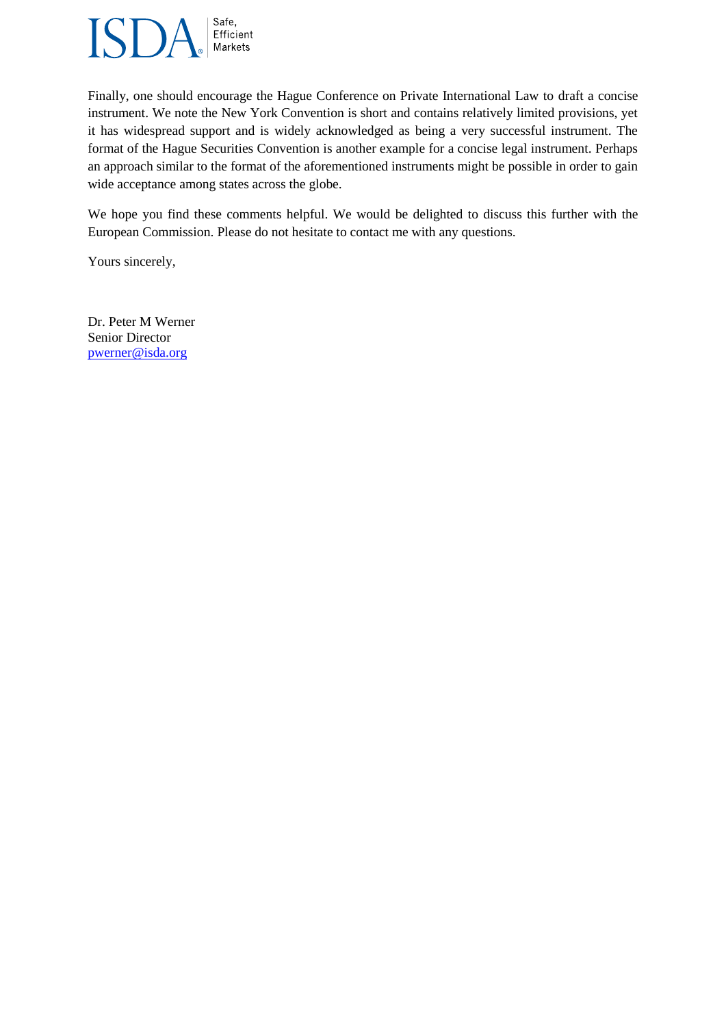Finally, one should encourage the Hague Conference on Private International Law to draft a concise instrument. We note the New York Convention is short and contains relatively limited provisions, yet it has widespread support and is widely acknowledged as being a very successful instrument. The format of the Hague Securities Convention is another example for a concise legal instrument. Perhaps an approach similar to the format of the aforementioned instruments might be possible in order to gain wide acceptance among states across the globe.

We hope you find these comments helpful. We would be delighted to discuss this further with the European Commission. Please do not hesitate to contact me with any questions.

Yours sincerely,

Dr. Peter M Werner
Senior Director
pwerner@isda.org